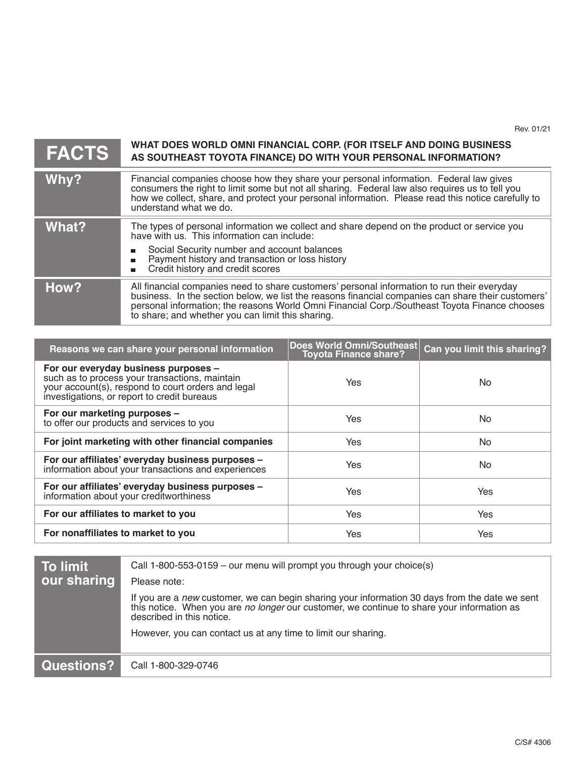Rev. 01/21

# FACTS

## WHAT DOES WORLD OMNI FINANCIAL CORP. (FOR ITSELF AND DOING BUSINESS AS SOUTHEAST TOYOTA FINANCE) DO WITH YOUR PERSONAL INFORMATION?

| | |
|---|---|
| **Why?** | Financial companies choose how they share your personal information. Federal law gives consumers the right to limit some but not all sharing. Federal law also requires us to tell you how we collect, share, and protect your personal information. Please read this notice carefully to understand what we do. |
| **What?** | The types of personal information we collect and share depend on the product or service you have with us. This information can include:<br>▪ Social Security number and account balances<br>▪ Payment history and transaction or loss history<br>▪ Credit history and credit scores |
| **How?** | All financial companies need to share customers' personal information to run their everyday business. In the section below, we list the reasons financial companies can share their customers' personal information; the reasons World Omni Financial Corp./Southeast Toyota Finance chooses to share; and whether you can limit this sharing. |

| Reasons we can share your personal information | Does World Omni/Southeast Toyota Finance share? | Can you limit this sharing? |
|---|---|---|
| **For our everyday business purposes –** such as to process your transactions, maintain your account(s), respond to court orders and legal investigations, or report to credit bureaus | Yes | No |
| **For our marketing purposes –** to offer our products and services to you | Yes | No |
| **For joint marketing with other financial companies** | Yes | No |
| **For our affiliates' everyday business purposes –** information about your transactions and experiences | Yes | No |
| **For our affiliates' everyday business purposes –** information about your creditworthiness | Yes | Yes |
| **For our affiliates to market to you** | Yes | Yes |
| **For nonaffiliates to market to you** | Yes | Yes |

| | |
|---|---|
| **To limit our sharing** | Call 1-800-553-0159 – our menu will prompt you through your choice(s)<br><br>Please note:<br><br>If you are a *new* customer, we can begin sharing your information 30 days from the date we sent this notice. When you are *no longer* our customer, we continue to share your information as described in this notice.<br><br>However, you can contact us at any time to limit our sharing. |
| **Questions?** | Call 1-800-329-0746 |

C/S# 4306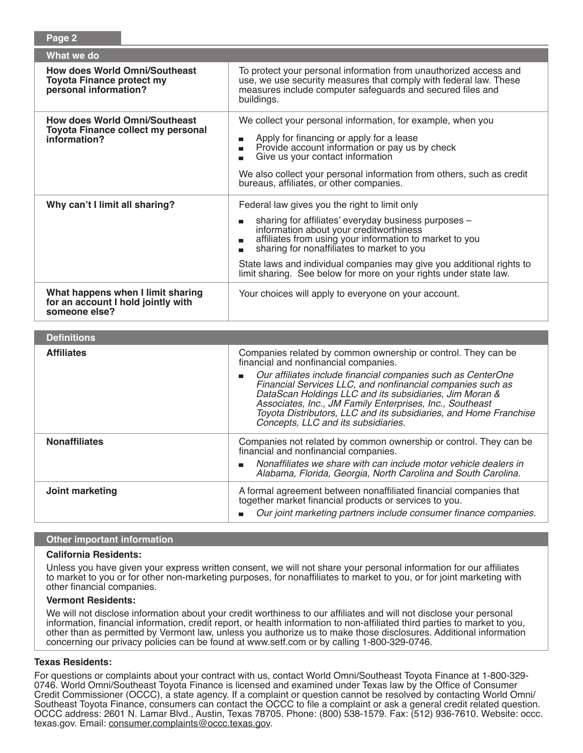| What we do | |
|---|---|
| **How does World Omni/Southeast Toyota Finance protect my personal information?** | To protect your personal information from unauthorized access and use, we use security measures that comply with federal law. These measures include computer safeguards and secured files and buildings. |
| **How does World Omni/Southeast Toyota Finance collect my personal information?** | We collect your personal information, for example, when you <br>■ Apply for financing or apply for a lease <br>■ Provide account information or pay us by check <br>■ Give us your contact information <br><br>We also collect your personal information from others, such as credit bureaus, affiliates, or other companies. |
| **Why can't I limit all sharing?** | Federal law gives you the right to limit only <br>■ sharing for affiliates' everyday business purposes – information about your creditworthiness <br>■ affiliates from using your information to market to you <br>■ sharing for nonaffiliates to market to you <br><br>State laws and individual companies may give you additional rights to limit sharing. See below for more on your rights under state law. |
| **What happens when I limit sharing for an account I hold jointly with someone else?** | Your choices will apply to everyone on your account. |

| Definitions | |
|---|---|
| **Affiliates** | Companies related by common ownership or control. They can be financial and nonfinancial companies. <br>■ *Our affiliates include financial companies such as CenterOne Financial Services LLC, and nonfinancial companies such as DataScan Holdings LLC and its subsidiaries, Jim Moran & Associates, Inc., JM Family Enterprises, Inc., Southeast Toyota Distributors, LLC and its subsidiaries, and Home Franchise Concepts, LLC and its subsidiaries.* |
| **Nonaffiliates** | Companies not related by common ownership or control. They can be financial and nonfinancial companies. <br>■ *Nonaffiliates we share with can include motor vehicle dealers in Alabama, Florida, Georgia, North Carolina and South Carolina.* |
| **Joint marketing** | A formal agreement between nonaffiliated financial companies that together market financial products or services to you. <br>■ *Our joint marketing partners include consumer finance companies.* |

## Other important information

**California Residents:**

Unless you have given your express written consent, we will not share your personal information for our affiliates to market to you or for other non-marketing purposes, for nonaffiliates to market to you, or for joint marketing with other financial companies.

**Vermont Residents:**

We will not disclose information about your credit worthiness to our affiliates and will not disclose your personal information, financial information, credit report, or health information to non-affiliated third parties to market to you, other than as permitted by Vermont law, unless you authorize us to make those disclosures. Additional information concerning our privacy policies can be found at www.setf.com or by calling 1-800-329-0746.

**Texas Residents:**

For questions or complaints about your contract with us, contact World Omni/Southeast Toyota Finance at 1-800-329-0746. World Omni/Southeast Toyota Finance is licensed and examined under Texas law by the Office of Consumer Credit Commissioner (OCCC), a state agency. If a complaint or question cannot be resolved by contacting World Omni/Southeast Toyota Finance, consumers can contact the OCCC to file a complaint or ask a general credit related question. OCCC address: 2601 N. Lamar Blvd., Austin, Texas 78705. Phone: (800) 538-1579. Fax: (512) 936-7610. Website: occc.texas.gov. Email: consumer.complaints@occc.texas.gov.